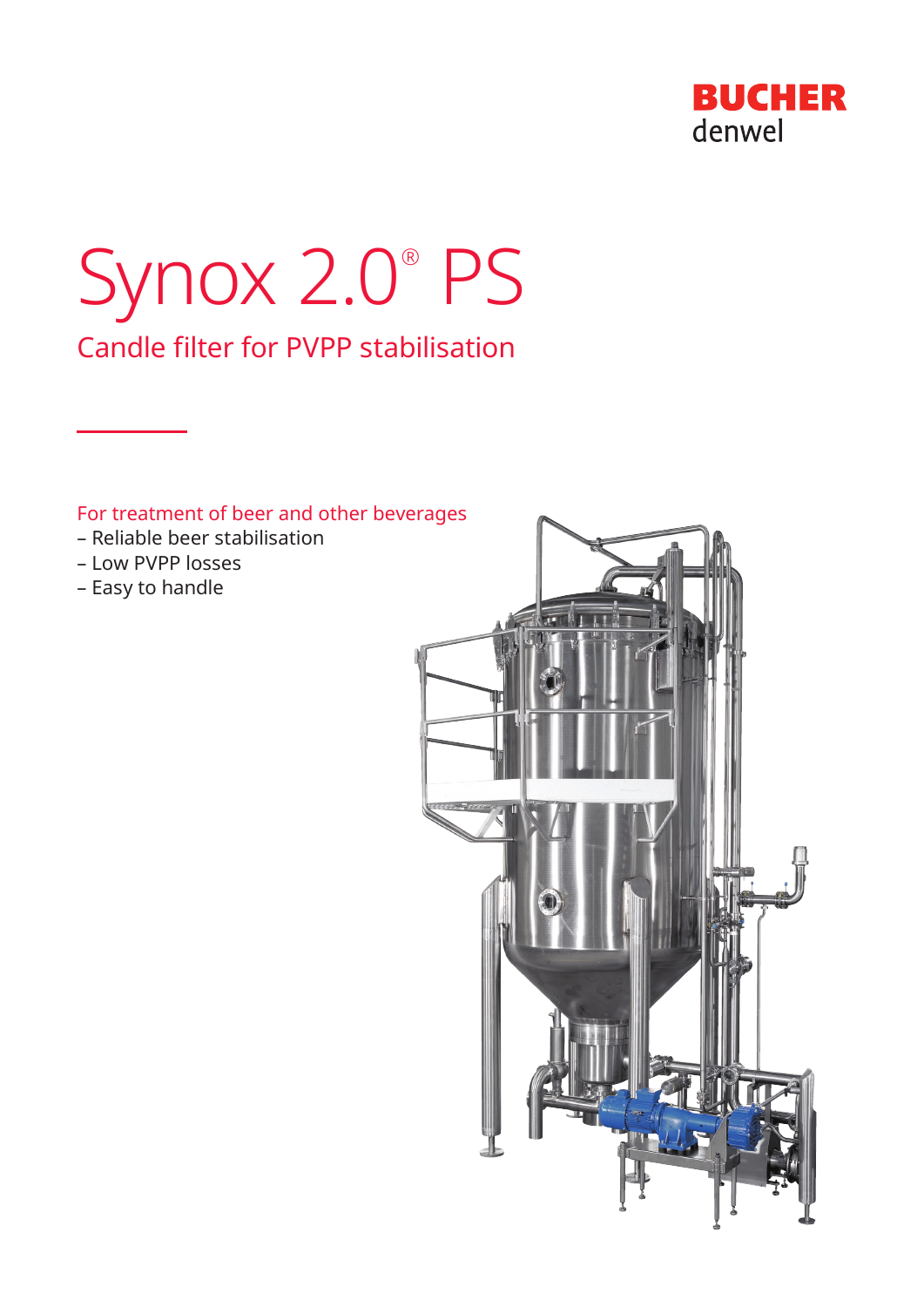BUCHER
denwel

# Synox 2.0® PS

## Candle filter for PVPP stabilisation

For treatment of beer and other beverages

- Reliable beer stabilisation
- Low PVPP losses
- Easy to handle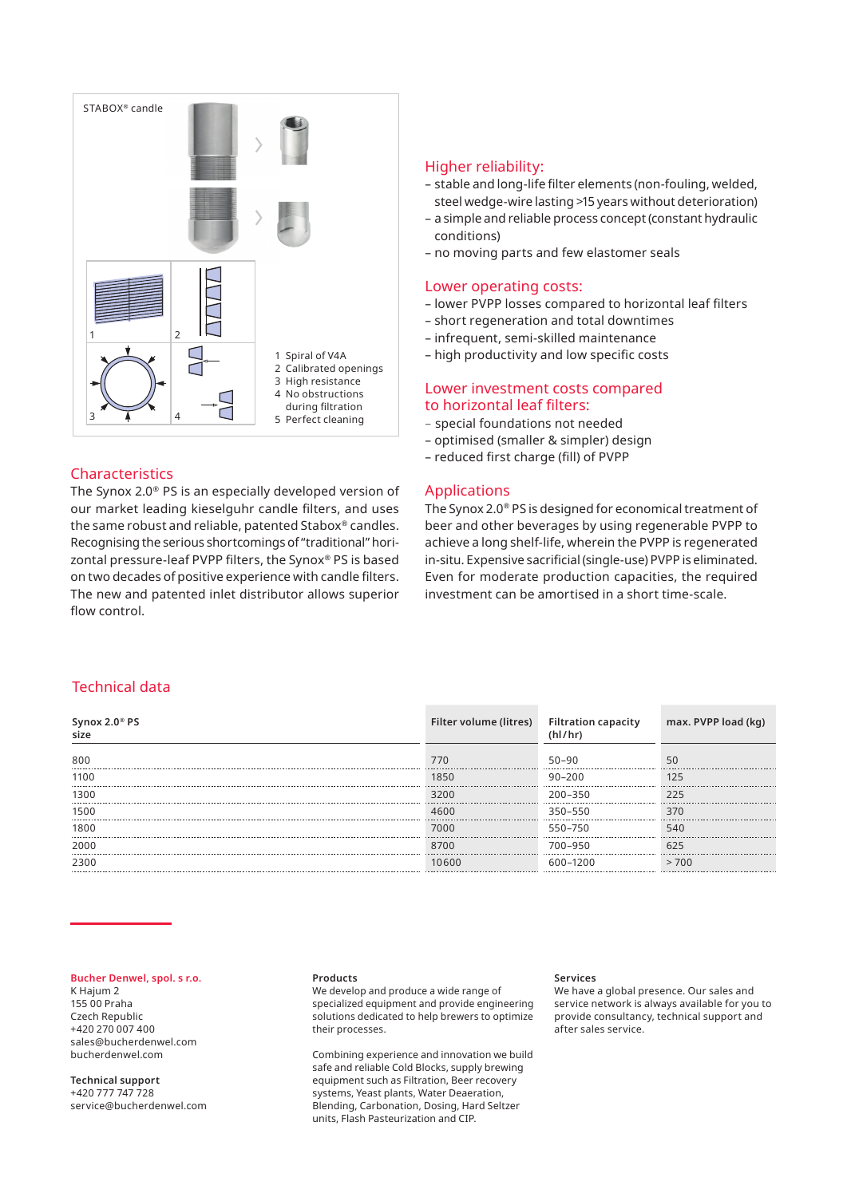STABOX® candle

1 Spiral of V4A
2 Calibrated openings
3 High resistance
4 No obstructions during filtration
5 Perfect cleaning

## Characteristics

The Synox 2.0® PS is an especially developed version of our market leading kieselguhr candle filters, and uses the same robust and reliable, patented Stabox® candles. Recognising the serious shortcomings of "traditional" horizontal pressure-leaf PVPP filters, the Synox® PS is based on two decades of positive experience with candle filters. The new and patented inlet distributor allows superior flow control.

## Higher reliability:

- stable and long-life filter elements (non-fouling, welded, steel wedge-wire lasting >15 years without deterioration)
- a simple and reliable process concept (constant hydraulic conditions)
- no moving parts and few elastomer seals

## Lower operating costs:

- lower PVPP losses compared to horizontal leaf filters
- short regeneration and total downtimes
- infrequent, semi-skilled maintenance
- high productivity and low specific costs

## Lower investment costs compared to horizontal leaf filters:

- special foundations not needed
- optimised (smaller & simpler) design
- reduced first charge (fill) of PVPP

## Applications

The Synox 2.0® PS is designed for economical treatment of beer and other beverages by using regenerable PVPP to achieve a long shelf-life, wherein the PVPP is regenerated in-situ. Expensive sacrificial (single-use) PVPP is eliminated. Even for moderate production capacities, the required investment can be amortised in a short time-scale.

## Technical data

| Synox 2.0® PS size | Filter volume (litres) | Filtration capacity (hl/hr) | max. PVPP load (kg) |
|---|---|---|---|
| 800 | 770 | 50–90 | 50 |
| 1100 | 1850 | 90–200 | 125 |
| 1300 | 3200 | 200–350 | 225 |
| 1500 | 4600 | 350–550 | 370 |
| 1800 | 7000 | 550–750 | 540 |
| 2000 | 8700 | 700–950 | 625 |
| 2300 | 10600 | 600–1200 | > 700 |

**Bucher Denwel, spol. s r.o.**
K Hajum 2
155 00 Praha
Czech Republic
+420 270 007 400
sales@bucherdenwel.com
bucherdenwel.com

**Technical support**
+420 777 747 728
service@bucherdenwel.com

**Products**
We develop and produce a wide range of specialized equipment and provide engineering solutions dedicated to help brewers to optimize their processes.

Combining experience and innovation we build safe and reliable Cold Blocks, supply brewing equipment such as Filtration, Beer recovery systems, Yeast plants, Water Deaeration, Blending, Carbonation, Dosing, Hard Seltzer units, Flash Pasteurization and CIP.

**Services**
We have a global presence. Our sales and service network is always available for you to provide consultancy, technical support and after sales service.